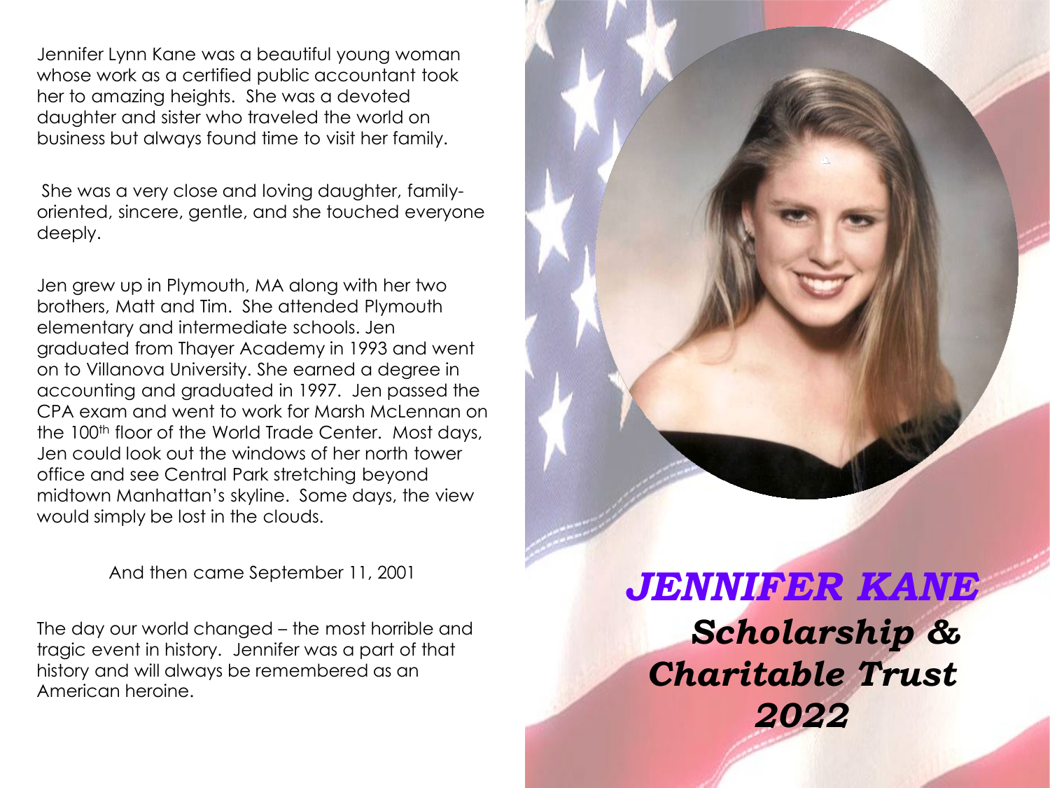# JENNIFER KANE

## *Scholarship & Charitable Trust 2022*

Jennifer Lynn Kane was a beautiful young woman whose work as a certified public accountant took her to amazing heights. She was a devoted daughter and sister who traveled the world on business but always found time to visit her family.

She was a very close and loving daughter, family-oriented, sincere, gentle, and she touched everyone deeply.

Jen grew up in Plymouth, MA along with her two brothers, Matt and Tim. She attended Plymouth elementary and intermediate schools. Jen graduated from Thayer Academy in 1993 and went on to Villanova University. She earned a degree in accounting and graduated in 1997. Jen passed the CPA exam and went to work for Marsh McLennan on the 100th floor of the World Trade Center. Most days, Jen could look out the windows of her north tower office and see Central Park stretching beyond midtown Manhattan's skyline. Some days, the view would simply be lost in the clouds.

And then came September 11, 2001

The day our world changed – the most horrible and tragic event in history. Jennifer was a part of that history and will always be remembered as an American heroine.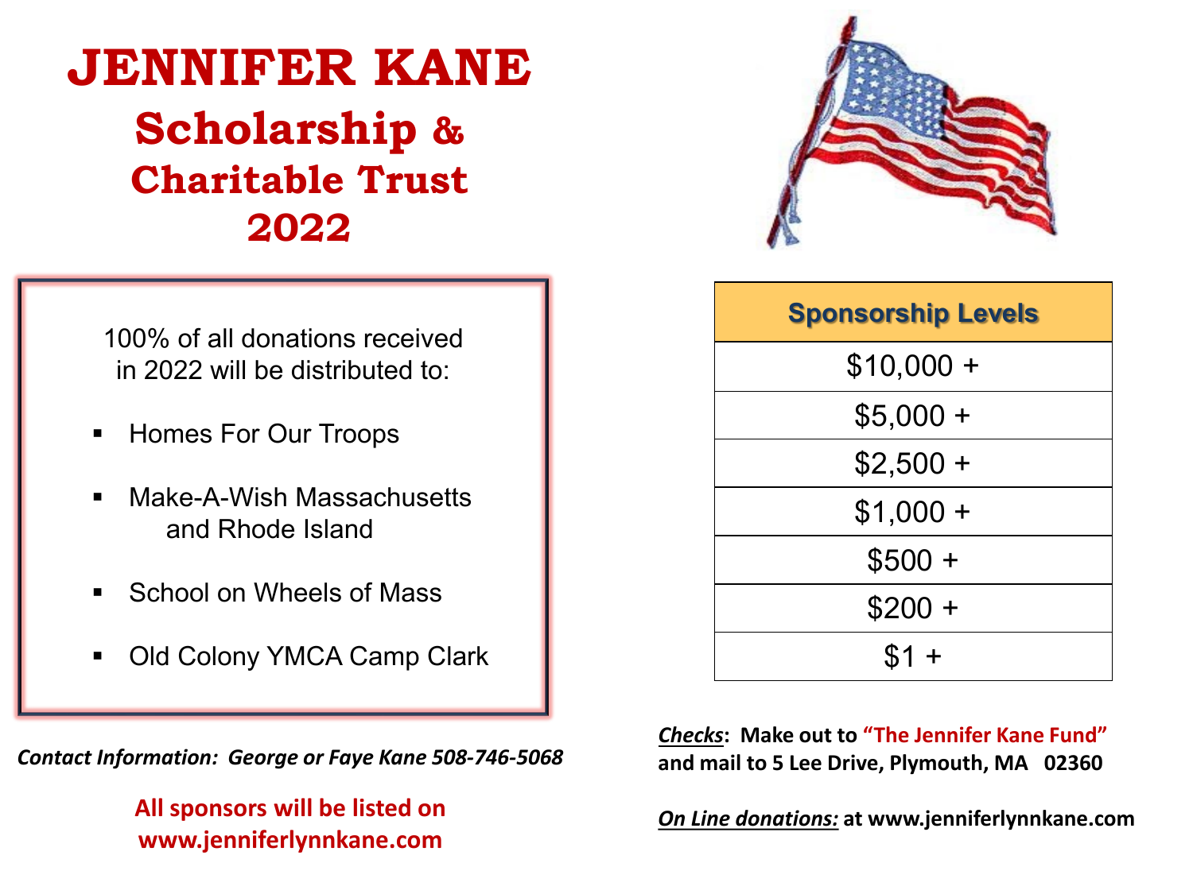# JENNIFER KANE

## Scholarship & Charitable Trust 2022

100% of all donations received in 2022 will be distributed to:

- Homes For Our Troops
- Make-A-Wish Massachusetts and Rhode Island
- School on Wheels of Mass
- Old Colony YMCA Camp Clark

*Contact Information: George or Faye Kane 508-746-5068*

**All sponsors will be listed on www.jenniferlynnkane.com**

| Sponsorship Levels |
|---|
| $10,000 + |
| $5,000 + |
| $2,500 + |
| $1,000 + |
| $500 + |
| $200 + |
| $1 + |

***Checks*: Make out to "The Jennifer Kane Fund" and mail to 5 Lee Drive, Plymouth, MA 02360**

***On Line donations:* at www.jenniferlynnkane.com**